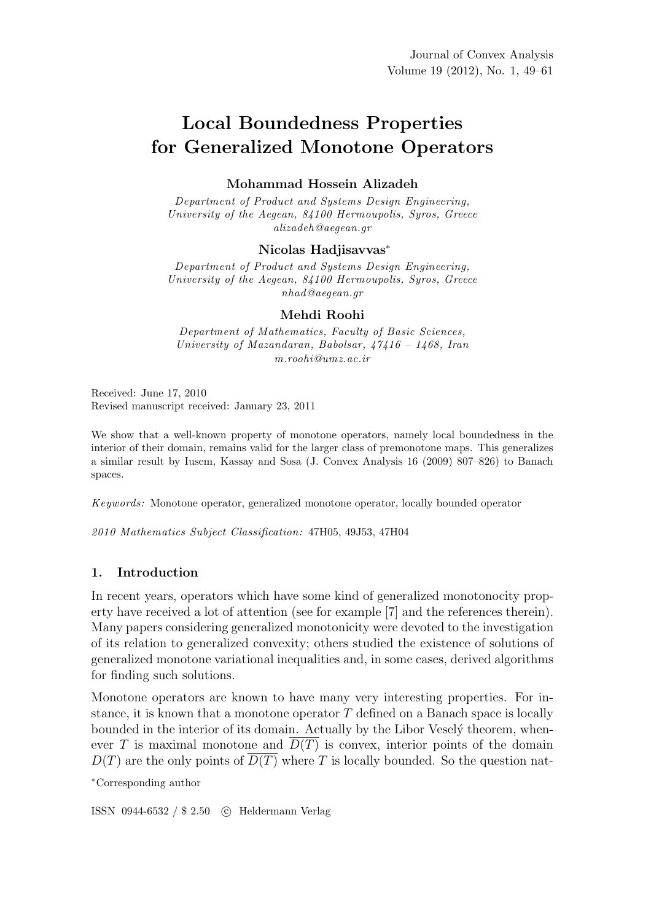# Local Boundedness Properties for Generalized Monotone Operators

**Mohammad Hossein Alizadeh**

*Department of Product and Systems Design Engineering, University of the Aegean, 84100 Hermoupolis, Syros, Greece*
*alizadeh@aegean.gr*

**Nicolas Hadjisavvas***

*Department of Product and Systems Design Engineering, University of the Aegean, 84100 Hermoupolis, Syros, Greece*
*nhad@aegean.gr*

**Mehdi Roohi**

*Department of Mathematics, Faculty of Basic Sciences, University of Mazandaran, Babolsar, 47416 – 1468, Iran*
*m.roohi@umz.ac.ir*

Received: June 17, 2010
Revised manuscript received: January 23, 2011

We show that a well-known property of monotone operators, namely local boundedness in the interior of their domain, remains valid for the larger class of premonotone maps. This generalizes a similar result by Iusem, Kassay and Sosa (J. Convex Analysis 16 (2009) 807–826) to Banach spaces.

*Keywords:* Monotone operator, generalized monotone operator, locally bounded operator

*2010 Mathematics Subject Classification:* 47H05, 49J53, 47H04

## 1. Introduction

In recent years, operators which have some kind of generalized monotonocity property have received a lot of attention (see for example [7] and the references therein). Many papers considering generalized monotonicity were devoted to the investigation of its relation to generalized convexity; others studied the existence of solutions of generalized monotone variational inequalities and, in some cases, derived algorithms for finding such solutions.

Monotone operators are known to have many very interesting properties. For instance, it is known that a monotone operator $T$ defined on a Banach space is locally bounded in the interior of its domain. Actually by the Libor Veselý theorem, whenever $T$ is maximal monotone and $\overline{D(T)}$ is convex, interior points of the domain $D(T)$ are the only points of $\overline{D(T)}$ where $T$ is locally bounded. So the question nat-

*Corresponding author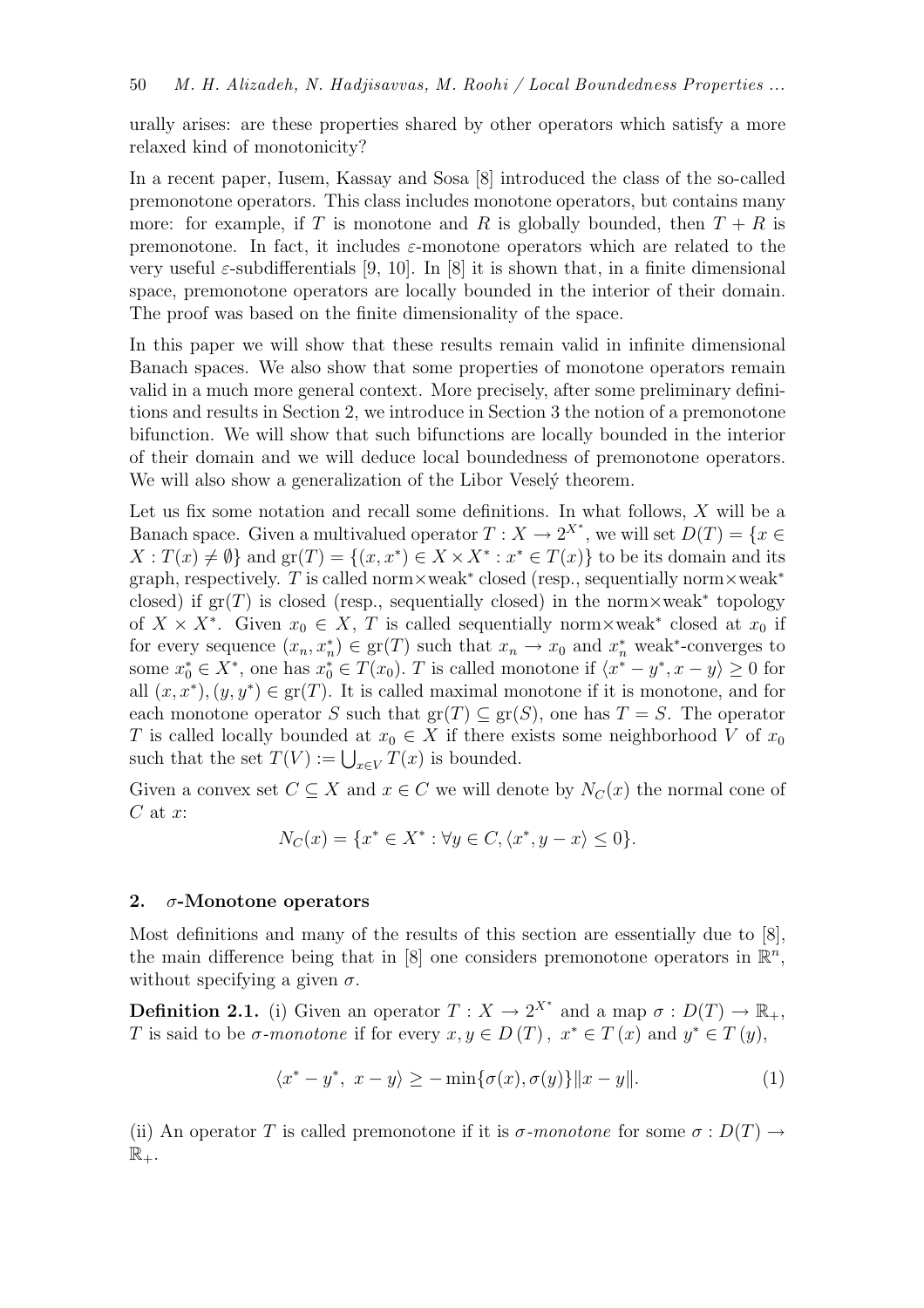urally arises: are these properties shared by other operators which satisfy a more relaxed kind of monotonicity?

In a recent paper, Iusem, Kassay and Sosa [8] introduced the class of the so-called premonotone operators. This class includes monotone operators, but contains many more: for example, if $T$ is monotone and $R$ is globally bounded, then $T + R$ is premonotone. In fact, it includes $\varepsilon$-monotone operators which are related to the very useful $\varepsilon$-subdifferentials [9, 10]. In [8] it is shown that, in a finite dimensional space, premonotone operators are locally bounded in the interior of their domain. The proof was based on the finite dimensionality of the space.

In this paper we will show that these results remain valid in infinite dimensional Banach spaces. We also show that some properties of monotone operators remain valid in a much more general context. More precisely, after some preliminary definitions and results in Section 2, we introduce in Section 3 the notion of a premonotone bifunction. We will show that such bifunctions are locally bounded in the interior of their domain and we will deduce local boundedness of premonotone operators. We will also show a generalization of the Libor Veselý theorem.

Let us fix some notation and recall some definitions. In what follows, $X$ will be a Banach space. Given a multivalued operator $T : X \to 2^{X^*}$, we will set $D(T) = \{x \in X : T(x) \neq \emptyset\}$ and $\mathrm{gr}(T) = \{(x, x^*) \in X \times X^* : x^* \in T(x)\}$ to be its domain and its graph, respectively. $T$ is called norm×weak$^*$ closed (resp., sequentially norm×weak$^*$ closed) if $\mathrm{gr}(T)$ is closed (resp., sequentially closed) in the norm×weak$^*$ topology of $X \times X^*$. Given $x_0 \in X$, $T$ is called sequentially norm×weak$^*$ closed at $x_0$ if for every sequence $(x_n, x_n^*) \in \mathrm{gr}(T)$ such that $x_n \to x_0$ and $x_n^*$ weak$^*$-converges to some $x_0^* \in X^*$, one has $x_0^* \in T(x_0)$. $T$ is called monotone if $\langle x^* - y^*, x - y\rangle \geq 0$ for all $(x, x^*), (y, y^*) \in \mathrm{gr}(T)$. It is called maximal monotone if it is monotone, and for each monotone operator $S$ such that $\mathrm{gr}(T) \subseteq \mathrm{gr}(S)$, one has $T = S$. The operator $T$ is called locally bounded at $x_0 \in X$ if there exists some neighborhood $V$ of $x_0$ such that the set $T(V) := \bigcup_{x \in V} T(x)$ is bounded.

Given a convex set $C \subseteq X$ and $x \in C$ we will denote by $N_C(x)$ the normal cone of $C$ at $x$:

$$N_C(x) = \{x^* \in X^* : \forall y \in C, \langle x^*, y - x\rangle \leq 0\}.$$

## 2. $\sigma$-Monotone operators

Most definitions and many of the results of this section are essentially due to [8], the main difference being that in [8] one considers premonotone operators in $\mathbb{R}^n$, without specifying a given $\sigma$.

**Definition 2.1.** (i) Given an operator $T : X \to 2^{X^*}$ and a map $\sigma : D(T) \to \mathbb{R}_+$, $T$ is said to be *$\sigma$-monotone* if for every $x, y \in D(T)$, $x^* \in T(x)$ and $y^* \in T(y)$,

$$\langle x^* - y^*,\ x - y\rangle \geq -\min\{\sigma(x), \sigma(y)\}\|x - y\|. \tag{1}$$

(ii) An operator $T$ is called premonotone if it is *$\sigma$-monotone* for some $\sigma : D(T) \to \mathbb{R}_+$.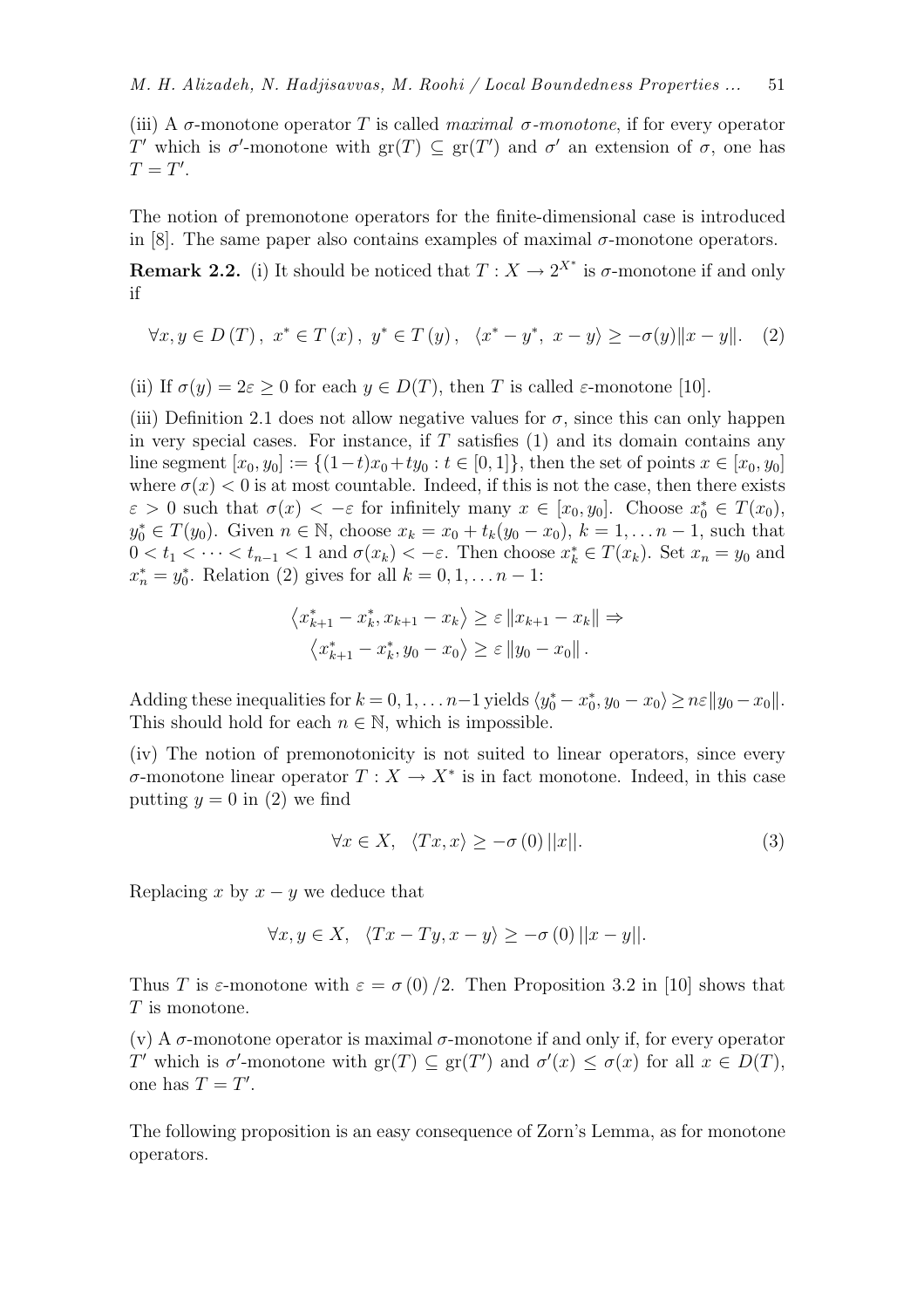(iii) A $\sigma$-monotone operator $T$ is called *maximal $\sigma$-monotone*, if for every operator $T'$ which is $\sigma'$-monotone with $\mathrm{gr}(T) \subseteq \mathrm{gr}(T')$ and $\sigma'$ an extension of $\sigma$, one has $T = T'$.

The notion of premonotone operators for the finite-dimensional case is introduced in [8]. The same paper also contains examples of maximal $\sigma$-monotone operators.

**Remark 2.2.** (i) It should be noticed that $T : X \to 2^{X^*}$ is $\sigma$-monotone if and only if

$$\forall x, y \in D(T),\ x^* \in T(x),\ y^* \in T(y),\quad \langle x^* - y^*,\ x - y\rangle \geq -\sigma(y)\|x - y\|. \tag{2}$$

(ii) If $\sigma(y) = 2\varepsilon \geq 0$ for each $y \in D(T)$, then $T$ is called $\varepsilon$-monotone [10].

(iii) Definition 2.1 does not allow negative values for $\sigma$, since this can only happen in very special cases. For instance, if $T$ satisfies (1) and its domain contains any line segment $[x_0, y_0] := \{(1-t)x_0 + ty_0 : t \in [0, 1]\}$, then the set of points $x \in [x_0, y_0]$ where $\sigma(x) < 0$ is at most countable. Indeed, if this is not the case, then there exists $\varepsilon > 0$ such that $\sigma(x) < -\varepsilon$ for infinitely many $x \in [x_0, y_0]$. Choose $x_0^* \in T(x_0)$, $y_0^* \in T(y_0)$. Given $n \in \mathbb{N}$, choose $x_k = x_0 + t_k(y_0 - x_0)$, $k = 1, \ldots n-1$, such that $0 < t_1 < \cdots < t_{n-1} < 1$ and $\sigma(x_k) < -\varepsilon$. Then choose $x_k^* \in T(x_k)$. Set $x_n = y_0$ and $x_n^* = y_0^*$. Relation (2) gives for all $k = 0, 1, \ldots n-1$:

$$\begin{gathered}\left\langle x_{k+1}^* - x_k^*, x_{k+1} - x_k\right\rangle \geq \varepsilon \left\|x_{k+1} - x_k\right\| \Rightarrow \\ \left\langle x_{k+1}^* - x_k^*, y_0 - x_0\right\rangle \geq \varepsilon \left\|y_0 - x_0\right\|.\end{gathered}$$

Adding these inequalities for $k = 0, 1, \ldots n-1$ yields $\langle y_0^* - x_0^*, y_0 - x_0\rangle \geq n\varepsilon\|y_0 - x_0\|$. This should hold for each $n \in \mathbb{N}$, which is impossible.

(iv) The notion of premonotonicity is not suited to linear operators, since every $\sigma$-monotone linear operator $T : X \to X^*$ is in fact monotone. Indeed, in this case putting $y = 0$ in (2) we find

$$\forall x \in X,\quad \langle Tx, x\rangle \geq -\sigma(0)\,||x||. \tag{3}$$

Replacing $x$ by $x - y$ we deduce that

$$\forall x, y \in X,\quad \langle Tx - Ty, x - y\rangle \geq -\sigma(0)\,||x - y||.$$

Thus $T$ is $\varepsilon$-monotone with $\varepsilon = \sigma(0)/2$. Then Proposition 3.2 in [10] shows that $T$ is monotone.

(v) A $\sigma$-monotone operator is maximal $\sigma$-monotone if and only if, for every operator $T'$ which is $\sigma'$-monotone with $\mathrm{gr}(T) \subseteq \mathrm{gr}(T')$ and $\sigma'(x) \leq \sigma(x)$ for all $x \in D(T)$, one has $T = T'$.

The following proposition is an easy consequence of Zorn's Lemma, as for monotone operators.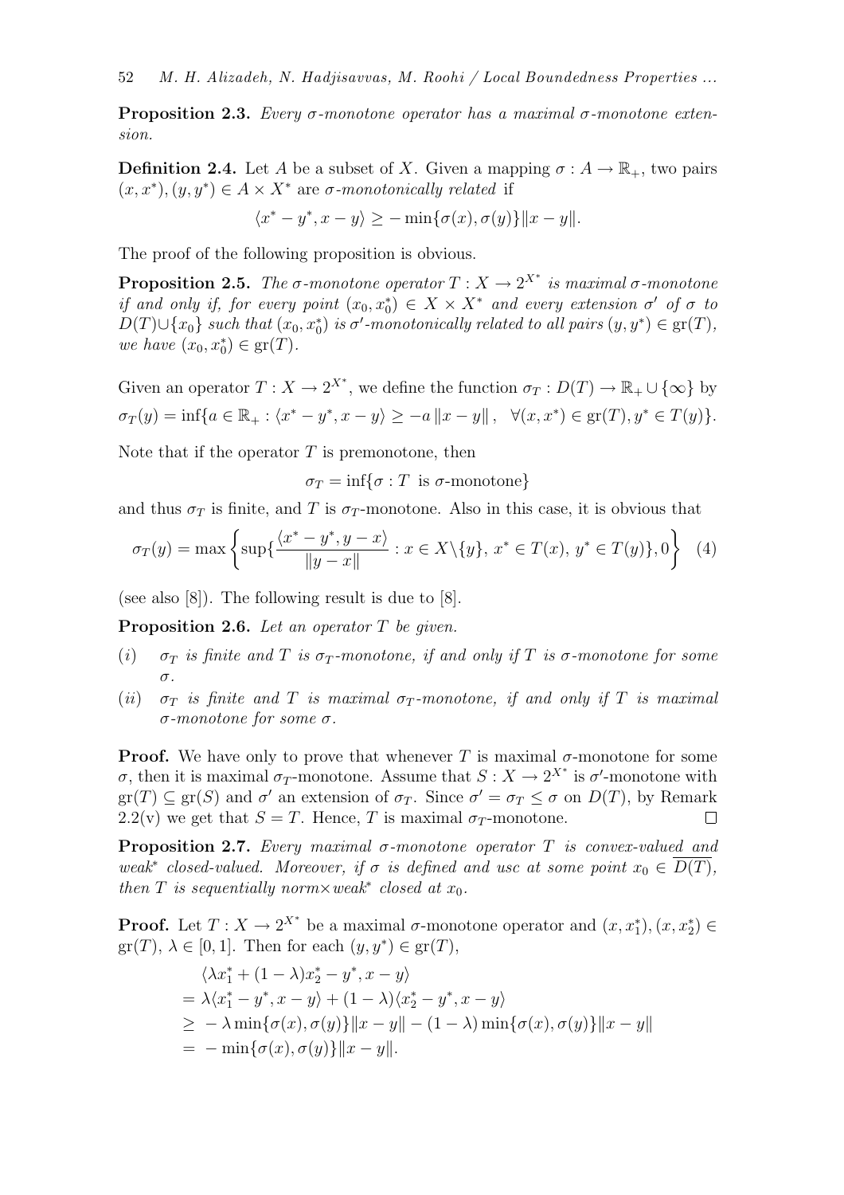**Proposition 2.3.** *Every $\sigma$-monotone operator has a maximal $\sigma$-monotone extension.*

**Definition 2.4.** Let $A$ be a subset of $X$. Given a mapping $\sigma : A \to \mathbb{R}_+$, two pairs $(x, x^*), (y, y^*) \in A \times X^*$ are *$\sigma$-monotonically related* if

$$\langle x^* - y^*, x - y\rangle \geq -\min\{\sigma(x), \sigma(y)\}\|x - y\|.$$

The proof of the following proposition is obvious.

**Proposition 2.5.** *The $\sigma$-monotone operator $T : X \to 2^{X^*}$ is maximal $\sigma$-monotone if and only if, for every point $(x_0, x_0^*) \in X \times X^*$ and every extension $\sigma'$ of $\sigma$ to $D(T) \cup \{x_0\}$ such that $(x_0, x_0^*)$ is $\sigma'$-monotonically related to all pairs $(y, y^*) \in \mathrm{gr}(T)$, we have $(x_0, x_0^*) \in \mathrm{gr}(T)$.*

Given an operator $T : X \to 2^{X^*}$, we define the function $\sigma_T : D(T) \to \mathbb{R}_+ \cup \{\infty\}$ by
$\sigma_T(y) = \inf\{a \in \mathbb{R}_+ : \langle x^* - y^*, x - y\rangle \geq -a\,\|x - y\|, \ \ \forall (x, x^*) \in \mathrm{gr}(T), y^* \in T(y)\}.$

Note that if the operator $T$ is premonotone, then

$$\sigma_T = \inf\{\sigma : T \text{ is } \sigma\text{-monotone}\}$$

and thus $\sigma_T$ is finite, and $T$ is $\sigma_T$-monotone. Also in this case, it is obvious that

$$\sigma_T(y) = \max\left\{\sup\{\frac{\langle x^* - y^*, y - x\rangle}{\|y - x\|} : x \in X\backslash\{y\},\ x^* \in T(x),\ y^* \in T(y)\}, 0\right\} \quad (4)$$

(see also [8]). The following result is due to [8].

**Proposition 2.6.** *Let an operator $T$ be given.*

$(i)$ *$\sigma_T$ is finite and $T$ is $\sigma_T$-monotone, if and only if $T$ is $\sigma$-monotone for some $\sigma$.*

$(ii)$ *$\sigma_T$ is finite and $T$ is maximal $\sigma_T$-monotone, if and only if $T$ is maximal $\sigma$-monotone for some $\sigma$.*

**Proof.** We have only to prove that whenever $T$ is maximal $\sigma$-monotone for some $\sigma$, then it is maximal $\sigma_T$-monotone. Assume that $S : X \to 2^{X^*}$ is $\sigma'$-monotone with $\mathrm{gr}(T) \subseteq \mathrm{gr}(S)$ and $\sigma'$ an extension of $\sigma_T$. Since $\sigma' = \sigma_T \leq \sigma$ on $D(T)$, by Remark 2.2(v) we get that $S = T$. Hence, $T$ is maximal $\sigma_T$-monotone. $\square$

**Proposition 2.7.** *Every maximal $\sigma$-monotone operator $T$ is convex-valued and weak\* closed-valued. Moreover, if $\sigma$ is defined and usc at some point $x_0 \in \overline{D(T)}$, then $T$ is sequentially norm$\times$weak\* closed at $x_0$.*

**Proof.** Let $T : X \to 2^{X^*}$ be a maximal $\sigma$-monotone operator and $(x, x_1^*), (x, x_2^*) \in \mathrm{gr}(T)$, $\lambda \in [0, 1]$. Then for each $(y, y^*) \in \mathrm{gr}(T)$,

$$\begin{aligned}
&\langle \lambda x_1^* + (1-\lambda)x_2^* - y^*, x - y\rangle \\
&= \lambda\langle x_1^* - y^*, x - y\rangle + (1-\lambda)\langle x_2^* - y^*, x - y\rangle \\
&\geq\ -\lambda\min\{\sigma(x), \sigma(y)\}\|x - y\| - (1-\lambda)\min\{\sigma(x), \sigma(y)\}\|x - y\| \\
&=\ -\min\{\sigma(x), \sigma(y)\}\|x - y\|.
\end{aligned}$$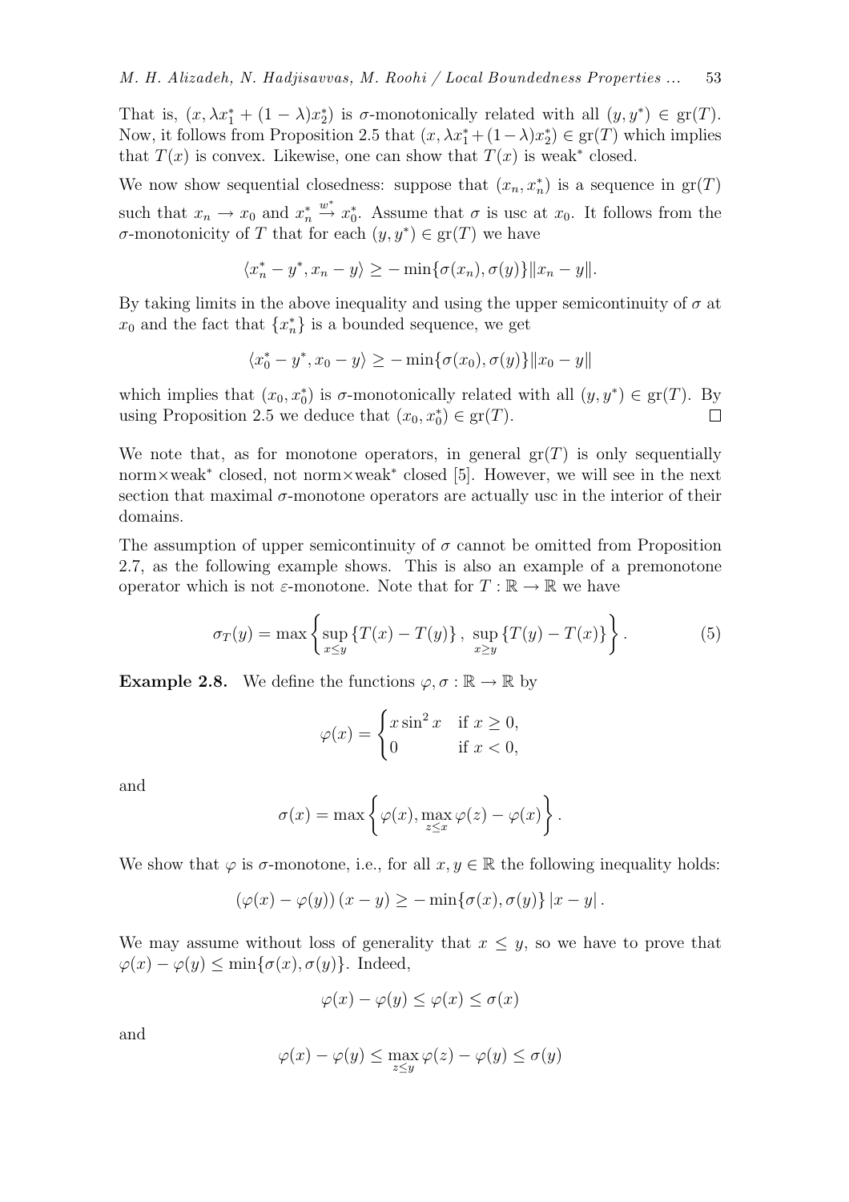That is, $(x, \lambda x_1^* + (1-\lambda)x_2^*)$ is $\sigma$-monotonically related with all $(y, y^*) \in \mathrm{gr}(T)$. Now, it follows from Proposition 2.5 that $(x, \lambda x_1^* + (1-\lambda)x_2^*) \in \mathrm{gr}(T)$ which implies that $T(x)$ is convex. Likewise, one can show that $T(x)$ is weak* closed.

We now show sequential closedness: suppose that $(x_n, x_n^*)$ is a sequence in $\mathrm{gr}(T)$ such that $x_n \to x_0$ and $x_n^* \overset{w^*}{\to} x_0^*$. Assume that $\sigma$ is usc at $x_0$. It follows from the $\sigma$-monotonicity of $T$ that for each $(y, y^*) \in \mathrm{gr}(T)$ we have

$$\langle x_n^* - y^*, x_n - y \rangle \geq -\min\{\sigma(x_n), \sigma(y)\} \|x_n - y\|.$$

By taking limits in the above inequality and using the upper semicontinuity of $\sigma$ at $x_0$ and the fact that $\{x_n^*\}$ is a bounded sequence, we get

$$\langle x_0^* - y^*, x_0 - y \rangle \geq -\min\{\sigma(x_0), \sigma(y)\} \|x_0 - y\|$$

which implies that $(x_0, x_0^*)$ is $\sigma$-monotonically related with all $(y, y^*) \in \mathrm{gr}(T)$. By using Proposition 2.5 we deduce that $(x_0, x_0^*) \in \mathrm{gr}(T)$. □

We note that, as for monotone operators, in general $\mathrm{gr}(T)$ is only sequentially norm×weak* closed, not norm×weak* closed [5]. However, we will see in the next section that maximal $\sigma$-monotone operators are actually usc in the interior of their domains.

The assumption of upper semicontinuity of $\sigma$ cannot be omitted from Proposition 2.7, as the following example shows. This is also an example of a premonotone operator which is not $\varepsilon$-monotone. Note that for $T : \mathbb{R} \to \mathbb{R}$ we have

$$\sigma_T(y) = \max\left\{ \sup_{x \leq y} \{T(x) - T(y)\}, \sup_{x \geq y} \{T(y) - T(x)\} \right\}. \tag{5}$$

**Example 2.8.** We define the functions $\varphi, \sigma : \mathbb{R} \to \mathbb{R}$ by

$$\varphi(x) = \begin{cases} x \sin^2 x & \text{if } x \geq 0, \\ 0 & \text{if } x < 0, \end{cases}$$

and

$$\sigma(x) = \max\left\{ \varphi(x), \max_{z \leq x} \varphi(z) - \varphi(x) \right\}.$$

We show that $\varphi$ is $\sigma$-monotone, i.e., for all $x, y \in \mathbb{R}$ the following inequality holds:

$$(\varphi(x) - \varphi(y))(x - y) \geq -\min\{\sigma(x), \sigma(y)\} |x - y|.$$

We may assume without loss of generality that $x \leq y$, so we have to prove that $\varphi(x) - \varphi(y) \leq \min\{\sigma(x), \sigma(y)\}$. Indeed,

$$\varphi(x) - \varphi(y) \leq \varphi(x) \leq \sigma(x)$$

and

$$\varphi(x) - \varphi(y) \leq \max_{z \leq y} \varphi(z) - \varphi(y) \leq \sigma(y)$$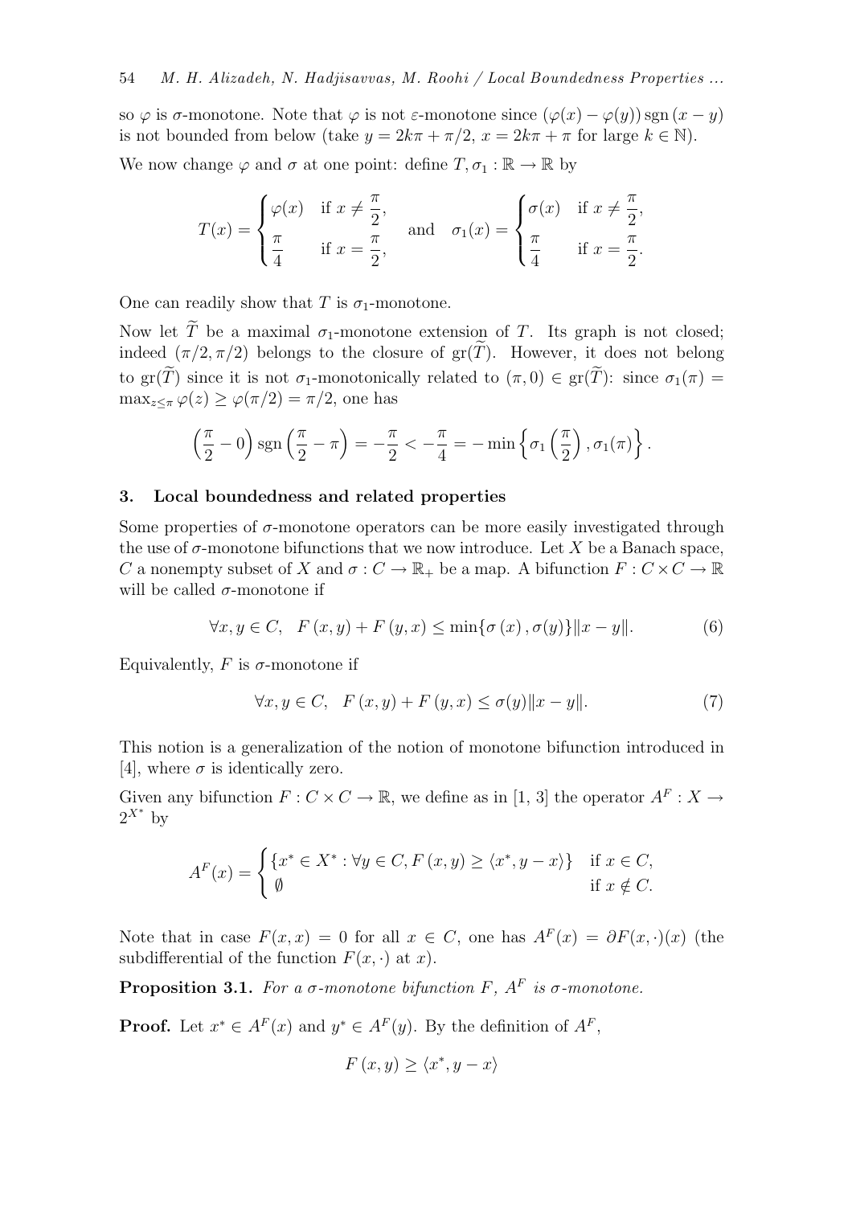so $\varphi$ is $\sigma$-monotone. Note that $\varphi$ is not $\varepsilon$-monotone since $(\varphi(x) - \varphi(y)) \operatorname{sgn}(x - y)$ is not bounded from below (take $y = 2k\pi + \pi/2$, $x = 2k\pi + \pi$ for large $k \in \mathbb{N}$).

We now change $\varphi$ and $\sigma$ at one point: define $T, \sigma_1 : \mathbb{R} \to \mathbb{R}$ by

$$T(x) = \begin{cases} \varphi(x) & \text{if } x \neq \dfrac{\pi}{2}, \\ \dfrac{\pi}{4} & \text{if } x = \dfrac{\pi}{2}, \end{cases} \quad \text{and} \quad \sigma_1(x) = \begin{cases} \sigma(x) & \text{if } x \neq \dfrac{\pi}{2}, \\ \dfrac{\pi}{4} & \text{if } x = \dfrac{\pi}{2}. \end{cases}$$

One can readily show that $T$ is $\sigma_1$-monotone.

Now let $\widetilde{T}$ be a maximal $\sigma_1$-monotone extension of $T$. Its graph is not closed; indeed $(\pi/2, \pi/2)$ belongs to the closure of $\operatorname{gr}(\widetilde{T})$. However, it does not belong to $\operatorname{gr}(\widetilde{T})$ since it is not $\sigma_1$-monotonically related to $(\pi, 0) \in \operatorname{gr}(\widetilde{T})$: since $\sigma_1(\pi) = \max_{z \leq \pi} \varphi(z) \geq \varphi(\pi/2) = \pi/2$, one has

$$\left(\frac{\pi}{2} - 0\right) \operatorname{sgn}\left(\frac{\pi}{2} - \pi\right) = -\frac{\pi}{2} < -\frac{\pi}{4} = -\min\left\{\sigma_1\left(\frac{\pi}{2}\right), \sigma_1(\pi)\right\}.$$

## 3. Local boundedness and related properties

Some properties of $\sigma$-monotone operators can be more easily investigated through the use of $\sigma$-monotone bifunctions that we now introduce. Let $X$ be a Banach space, $C$ a nonempty subset of $X$ and $\sigma : C \to \mathbb{R}_+$ be a map. A bifunction $F : C \times C \to \mathbb{R}$ will be called $\sigma$-monotone if

$$\forall x, y \in C, \quad F(x, y) + F(y, x) \leq \min\{\sigma(x), \sigma(y)\} \|x - y\|. \tag{6}$$

Equivalently, $F$ is $\sigma$-monotone if

$$\forall x, y \in C, \quad F(x, y) + F(y, x) \leq \sigma(y) \|x - y\|. \tag{7}$$

This notion is a generalization of the notion of monotone bifunction introduced in [4], where $\sigma$ is identically zero.

Given any bifunction $F : C \times C \to \mathbb{R}$, we define as in [1, 3] the operator $A^F : X \to 2^{X^*}$ by

$$A^F(x) = \begin{cases} \{x^* \in X^* : \forall y \in C, F(x, y) \geq \langle x^*, y - x \rangle\} & \text{if } x \in C, \\ \emptyset & \text{if } x \notin C. \end{cases}$$

Note that in case $F(x, x) = 0$ for all $x \in C$, one has $A^F(x) = \partial F(x, \cdot)(x)$ (the subdifferential of the function $F(x, \cdot)$ at $x$).

**Proposition 3.1.** *For a $\sigma$-monotone bifunction $F$, $A^F$ is $\sigma$-monotone.*

**Proof.** Let $x^* \in A^F(x)$ and $y^* \in A^F(y)$. By the definition of $A^F$,

$$F(x, y) \geq \langle x^*, y - x \rangle$$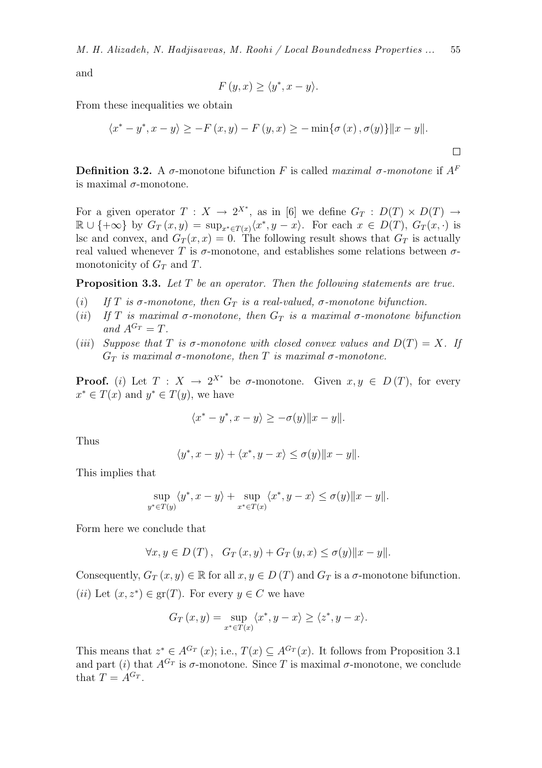and

$$F(y,x) \geq \langle y^*, x-y \rangle.$$

From these inequalities we obtain

$$\langle x^* - y^*, x-y \rangle \geq -F(x,y) - F(y,x) \geq -\min\{\sigma(x), \sigma(y)\}\|x-y\|.$$

$\square$

**Definition 3.2.** A $\sigma$-monotone bifunction $F$ is called *maximal $\sigma$-monotone* if $A^F$ is maximal $\sigma$-monotone.

For a given operator $T : X \to 2^{X^*}$, as in [6] we define $G_T : D(T) \times D(T) \to \mathbb{R} \cup \{+\infty\}$ by $G_T(x,y) = \sup_{x^* \in T(x)} \langle x^*, y-x \rangle$. For each $x \in D(T)$, $G_T(x,\cdot)$ is lsc and convex, and $G_T(x,x) = 0$. The following result shows that $G_T$ is actually real valued whenever $T$ is $\sigma$-monotone, and establishes some relations between $\sigma$-monotonicity of $G_T$ and $T$.

**Proposition 3.3.** *Let $T$ be an operator. Then the following statements are true.*

(*i*) *If $T$ is $\sigma$-monotone, then $G_T$ is a real-valued, $\sigma$-monotone bifunction.*

(*ii*) *If $T$ is maximal $\sigma$-monotone, then $G_T$ is a maximal $\sigma$-monotone bifunction and $A^{G_T} = T$.*

(*iii*) *Suppose that $T$ is $\sigma$-monotone with closed convex values and $D(T) = X$. If $G_T$ is maximal $\sigma$-monotone, then $T$ is maximal $\sigma$-monotone.*

**Proof.** (*i*) Let $T : X \to 2^{X^*}$ be $\sigma$-monotone. Given $x, y \in D(T)$, for every $x^* \in T(x)$ and $y^* \in T(y)$, we have

$$\langle x^* - y^*, x-y \rangle \geq -\sigma(y)\|x-y\|.$$

Thus

$$\langle y^*, x-y \rangle + \langle x^*, y-x \rangle \leq \sigma(y)\|x-y\|.$$

This implies that

$$\sup_{y^* \in T(y)} \langle y^*, x-y \rangle + \sup_{x^* \in T(x)} \langle x^*, y-x \rangle \leq \sigma(y)\|x-y\|.$$

Form here we conclude that

$$\forall x, y \in D(T), \quad G_T(x,y) + G_T(y,x) \leq \sigma(y)\|x-y\|.$$

Consequently, $G_T(x,y) \in \mathbb{R}$ for all $x, y \in D(T)$ and $G_T$ is a $\sigma$-monotone bifunction.

(*ii*) Let $(x, z^*) \in \mathrm{gr}(T)$. For every $y \in C$ we have

$$G_T(x,y) = \sup_{x^* \in T(x)} \langle x^*, y-x \rangle \geq \langle z^*, y-x \rangle.$$

This means that $z^* \in A^{G_T}(x)$; i.e., $T(x) \subseteq A^{G_T}(x)$. It follows from Proposition 3.1 and part (*i*) that $A^{G_T}$ is $\sigma$-monotone. Since $T$ is maximal $\sigma$-monotone, we conclude that $T = A^{G_T}$.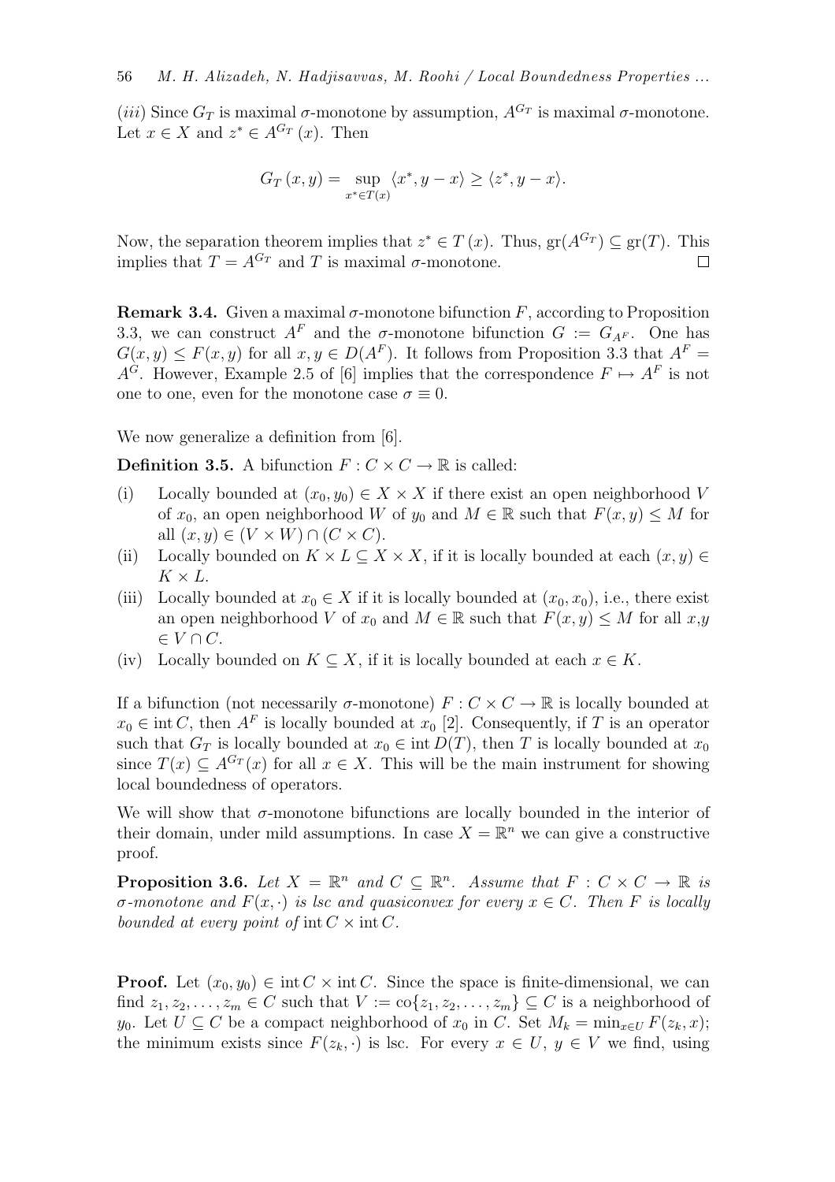(*iii*) Since $G_T$ is maximal $\sigma$-monotone by assumption, $A^{G_T}$ is maximal $\sigma$-monotone. Let $x \in X$ and $z^* \in A^{G_T}(x)$. Then

$$G_T(x, y) = \sup_{x^* \in T(x)} \langle x^*, y - x \rangle \geq \langle z^*, y - x \rangle.$$

Now, the separation theorem implies that $z^* \in T(x)$. Thus, $\mathrm{gr}(A^{G_T}) \subseteq \mathrm{gr}(T)$. This implies that $T = A^{G_T}$ and $T$ is maximal $\sigma$-monotone. $\square$

**Remark 3.4.** Given a maximal $\sigma$-monotone bifunction $F$, according to Proposition 3.3, we can construct $A^F$ and the $\sigma$-monotone bifunction $G := G_{A^F}$. One has $G(x, y) \leq F(x, y)$ for all $x, y \in D(A^F)$. It follows from Proposition 3.3 that $A^F = A^G$. However, Example 2.5 of [6] implies that the correspondence $F \mapsto A^F$ is not one to one, even for the monotone case $\sigma \equiv 0$.

We now generalize a definition from [6].

**Definition 3.5.** A bifunction $F : C \times C \to \mathbb{R}$ is called:

(i) Locally bounded at $(x_0, y_0) \in X \times X$ if there exist an open neighborhood $V$ of $x_0$, an open neighborhood $W$ of $y_0$ and $M \in \mathbb{R}$ such that $F(x, y) \leq M$ for all $(x, y) \in (V \times W) \cap (C \times C)$.

(ii) Locally bounded on $K \times L \subseteq X \times X$, if it is locally bounded at each $(x, y) \in K \times L$.

(iii) Locally bounded at $x_0 \in X$ if it is locally bounded at $(x_0, x_0)$, i.e., there exist an open neighborhood $V$ of $x_0$ and $M \in \mathbb{R}$ such that $F(x, y) \leq M$ for all $x,y \in V \cap C$.

(iv) Locally bounded on $K \subseteq X$, if it is locally bounded at each $x \in K$.

If a bifunction (not necessarily $\sigma$-monotone) $F : C \times C \to \mathbb{R}$ is locally bounded at $x_0 \in \operatorname{int} C$, then $A^F$ is locally bounded at $x_0$ [2]. Consequently, if $T$ is an operator such that $G_T$ is locally bounded at $x_0 \in \operatorname{int} D(T)$, then $T$ is locally bounded at $x_0$ since $T(x) \subseteq A^{G_T}(x)$ for all $x \in X$. This will be the main instrument for showing local boundedness of operators.

We will show that $\sigma$-monotone bifunctions are locally bounded in the interior of their domain, under mild assumptions. In case $X = \mathbb{R}^n$ we can give a constructive proof.

**Proposition 3.6.** *Let $X = \mathbb{R}^n$ and $C \subseteq \mathbb{R}^n$. Assume that $F : C \times C \to \mathbb{R}$ is $\sigma$-monotone and $F(x, \cdot)$ is lsc and quasiconvex for every $x \in C$. Then $F$ is locally bounded at every point of* $\operatorname{int} C \times \operatorname{int} C$.

**Proof.** Let $(x_0, y_0) \in \operatorname{int} C \times \operatorname{int} C$. Since the space is finite-dimensional, we can find $z_1, z_2, \ldots, z_m \in C$ such that $V := \mathrm{co}\{z_1, z_2, \ldots, z_m\} \subseteq C$ is a neighborhood of $y_0$. Let $U \subseteq C$ be a compact neighborhood of $x_0$ in $C$. Set $M_k = \min_{x \in U} F(z_k, x)$; the minimum exists since $F(z_k, \cdot)$ is lsc. For every $x \in U$, $y \in V$ we find, using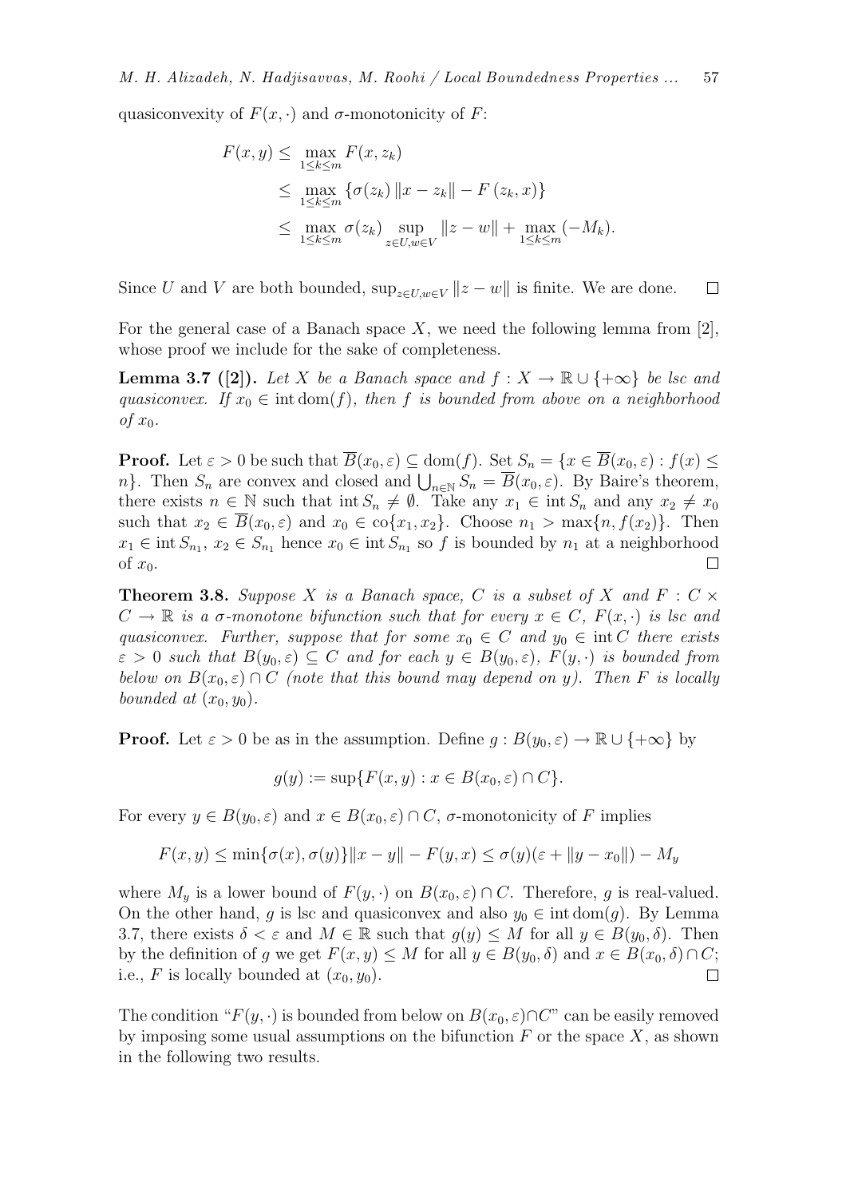quasiconvexity of $F(x,\cdot)$ and $\sigma$-monotonicity of $F$:

$$\begin{aligned}
F(x,y) &\leq \max_{1\leq k\leq m} F(x,z_k) \\
&\leq \max_{1\leq k\leq m} \{\sigma(z_k)\,\|x-z_k\| - F\,(z_k,x)\} \\
&\leq \max_{1\leq k\leq m} \sigma(z_k) \sup_{z\in U, w\in V} \|z-w\| + \max_{1\leq k\leq m}(-M_k).
\end{aligned}$$

Since $U$ and $V$ are both bounded, $\sup_{z\in U, w\in V}\|z-w\|$ is finite. We are done. $\square$

For the general case of a Banach space $X$, we need the following lemma from [2], whose proof we include for the sake of completeness.

**Lemma 3.7 ([2]).** *Let $X$ be a Banach space and $f : X \to \mathbb{R}\cup\{+\infty\}$ be lsc and quasiconvex. If $x_0 \in \operatorname{int}\operatorname{dom}(f)$, then $f$ is bounded from above on a neighborhood of $x_0$.*

**Proof.** Let $\varepsilon > 0$ be such that $\overline{B}(x_0,\varepsilon) \subseteq \operatorname{dom}(f)$. Set $S_n = \{x \in \overline{B}(x_0,\varepsilon) : f(x) \leq n\}$. Then $S_n$ are convex and closed and $\bigcup_{n\in\mathbb{N}} S_n = \overline{B}(x_0,\varepsilon)$. By Baire's theorem, there exists $n \in \mathbb{N}$ such that $\operatorname{int} S_n \neq \emptyset$. Take any $x_1 \in \operatorname{int} S_n$ and any $x_2 \neq x_0$ such that $x_2 \in \overline{B}(x_0,\varepsilon)$ and $x_0 \in \operatorname{co}\{x_1,x_2\}$. Choose $n_1 > \max\{n, f(x_2)\}$. Then $x_1 \in \operatorname{int} S_{n_1}$, $x_2 \in S_{n_1}$ hence $x_0 \in \operatorname{int} S_{n_1}$ so $f$ is bounded by $n_1$ at a neighborhood of $x_0$. $\square$

**Theorem 3.8.** *Suppose $X$ is a Banach space, $C$ is a subset of $X$ and $F : C \times C \to \mathbb{R}$ is a $\sigma$-monotone bifunction such that for every $x \in C$, $F(x,\cdot)$ is lsc and quasiconvex. Further, suppose that for some $x_0 \in C$ and $y_0 \in \operatorname{int} C$ there exists $\varepsilon > 0$ such that $B(y_0,\varepsilon) \subseteq C$ and for each $y \in B(y_0,\varepsilon)$, $F(y,\cdot)$ is bounded from below on $B(x_0,\varepsilon)\cap C$ (note that this bound may depend on $y$). Then $F$ is locally bounded at $(x_0,y_0)$.*

**Proof.** Let $\varepsilon > 0$ be as in the assumption. Define $g : B(y_0,\varepsilon) \to \mathbb{R}\cup\{+\infty\}$ by

$$g(y) := \sup\{F(x,y) : x \in B(x_0,\varepsilon)\cap C\}.$$

For every $y \in B(y_0,\varepsilon)$ and $x \in B(x_0,\varepsilon)\cap C$, $\sigma$-monotonicity of $F$ implies

$$F(x,y) \leq \min\{\sigma(x),\sigma(y)\}\|x-y\| - F(y,x) \leq \sigma(y)(\varepsilon + \|y-x_0\|) - M_y$$

where $M_y$ is a lower bound of $F(y,\cdot)$ on $B(x_0,\varepsilon)\cap C$. Therefore, $g$ is real-valued. On the other hand, $g$ is lsc and quasiconvex and also $y_0 \in \operatorname{int}\operatorname{dom}(g)$. By Lemma 3.7, there exists $\delta < \varepsilon$ and $M \in \mathbb{R}$ such that $g(y) \leq M$ for all $y \in B(y_0,\delta)$. Then by the definition of $g$ we get $F(x,y) \leq M$ for all $y \in B(y_0,\delta)$ and $x \in B(x_0,\delta)\cap C$; i.e., $F$ is locally bounded at $(x_0,y_0)$. $\square$

The condition "$F(y,\cdot)$ is bounded from below on $B(x_0,\varepsilon)\cap C$" can be easily removed by imposing some usual assumptions on the bifunction $F$ or the space $X$, as shown in the following two results.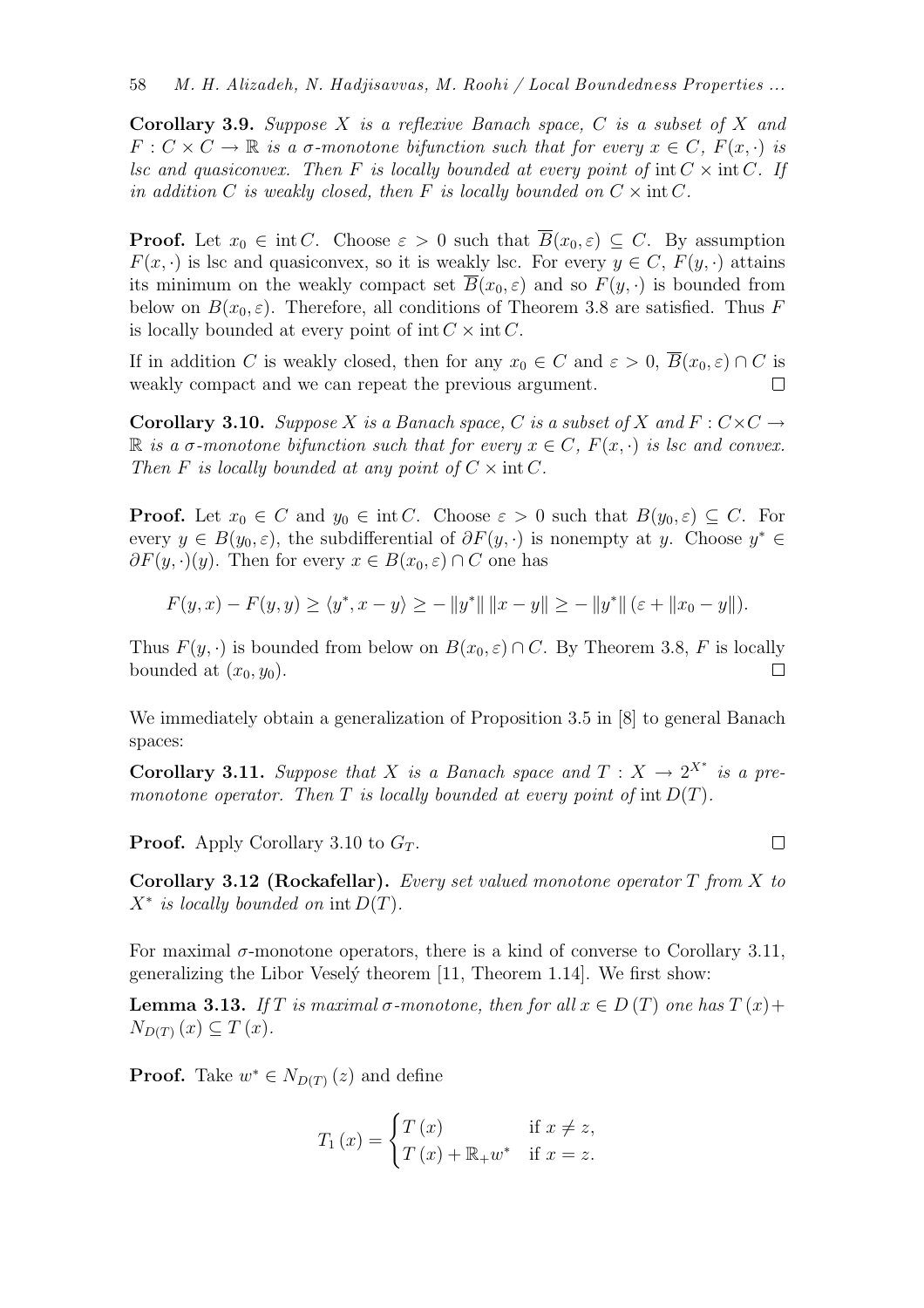**Corollary 3.9.** *Suppose $X$ is a reflexive Banach space, $C$ is a subset of $X$ and $F : C \times C \to \mathbb{R}$ is a $\sigma$-monotone bifunction such that for every $x \in C$, $F(x, \cdot)$ is lsc and quasiconvex. Then $F$ is locally bounded at every point of $\operatorname{int} C \times \operatorname{int} C$. If in addition $C$ is weakly closed, then $F$ is locally bounded on $C \times \operatorname{int} C$.*

**Proof.** Let $x_0 \in \operatorname{int} C$. Choose $\varepsilon > 0$ such that $\overline{B}(x_0, \varepsilon) \subseteq C$. By assumption $F(x, \cdot)$ is lsc and quasiconvex, so it is weakly lsc. For every $y \in C$, $F(y, \cdot)$ attains its minimum on the weakly compact set $\overline{B}(x_0, \varepsilon)$ and so $F(y, \cdot)$ is bounded from below on $B(x_0, \varepsilon)$. Therefore, all conditions of Theorem 3.8 are satisfied. Thus $F$ is locally bounded at every point of $\operatorname{int} C \times \operatorname{int} C$.

If in addition $C$ is weakly closed, then for any $x_0 \in C$ and $\varepsilon > 0$, $\overline{B}(x_0, \varepsilon) \cap C$ is weakly compact and we can repeat the previous argument. $\square$

**Corollary 3.10.** *Suppose $X$ is a Banach space, $C$ is a subset of $X$ and $F : C \times C \to \mathbb{R}$ is a $\sigma$-monotone bifunction such that for every $x \in C$, $F(x, \cdot)$ is lsc and convex. Then $F$ is locally bounded at any point of $C \times \operatorname{int} C$.*

**Proof.** Let $x_0 \in C$ and $y_0 \in \operatorname{int} C$. Choose $\varepsilon > 0$ such that $B(y_0, \varepsilon) \subseteq C$. For every $y \in B(y_0, \varepsilon)$, the subdifferential of $\partial F(y, \cdot)$ is nonempty at $y$. Choose $y^* \in \partial F(y, \cdot)(y)$. Then for every $x \in B(x_0, \varepsilon) \cap C$ one has

$$F(y, x) - F(y, y) \geq \langle y^*, x - y\rangle \geq -\|y^*\| \|x - y\| \geq -\|y^*\| (\varepsilon + \|x_0 - y\|).$$

Thus $F(y, \cdot)$ is bounded from below on $B(x_0, \varepsilon) \cap C$. By Theorem 3.8, $F$ is locally bounded at $(x_0, y_0)$. $\square$

We immediately obtain a generalization of Proposition 3.5 in [8] to general Banach spaces:

**Corollary 3.11.** *Suppose that $X$ is a Banach space and $T : X \to 2^{X^*}$ is a pre-monotone operator. Then $T$ is locally bounded at every point of $\operatorname{int} D(T)$.*

**Proof.** Apply Corollary 3.10 to $G_T$. $\square$

**Corollary 3.12 (Rockafellar).** *Every set valued monotone operator $T$ from $X$ to $X^*$ is locally bounded on $\operatorname{int} D(T)$.*

For maximal $\sigma$-monotone operators, there is a kind of converse to Corollary 3.11, generalizing the Libor Veselý theorem [11, Theorem 1.14]. We first show:

**Lemma 3.13.** *If $T$ is maximal $\sigma$-monotone, then for all $x \in D(T)$ one has $T(x) + N_{D(T)}(x) \subseteq T(x)$.*

**Proof.** Take $w^* \in N_{D(T)}(z)$ and define

$$T_1(x) = \begin{cases} T(x) & \text{if } x \neq z, \\ T(x) + \mathbb{R}_+ w^* & \text{if } x = z. \end{cases}$$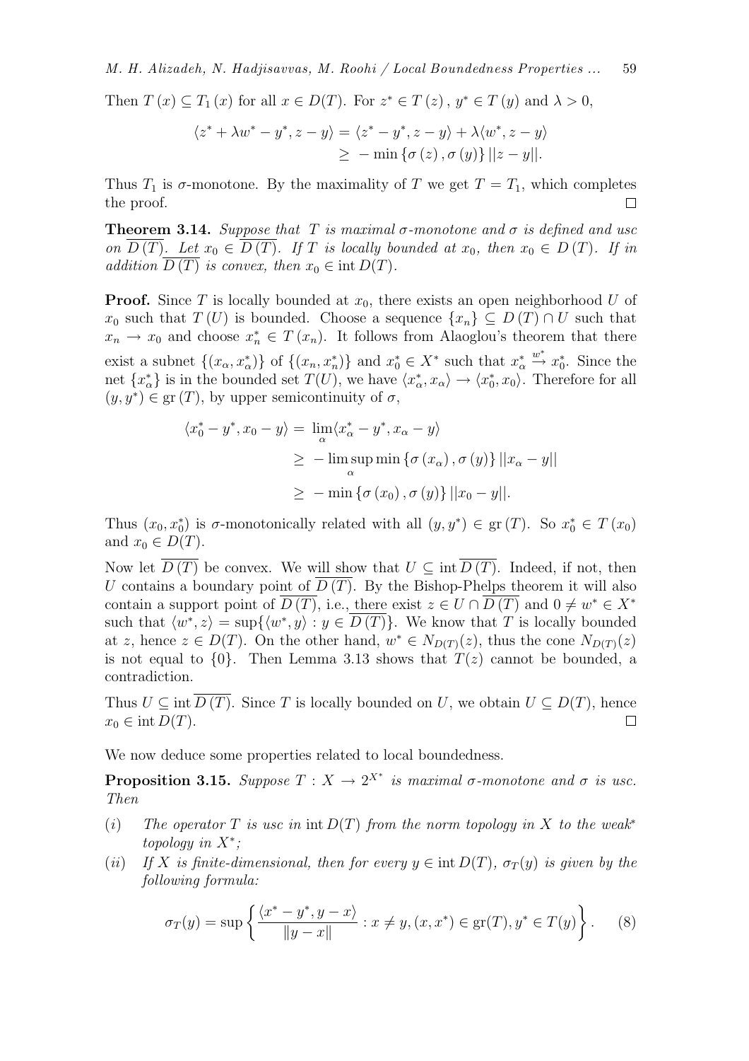Then $T(x) \subseteq T_1(x)$ for all $x \in D(T)$. For $z^* \in T(z)$, $y^* \in T(y)$ and $\lambda > 0$,

$$\begin{aligned}
\langle z^* + \lambda w^* - y^*, z - y\rangle &= \langle z^* - y^*, z - y\rangle + \lambda\langle w^*, z - y\rangle \\
&\geq -\min\{\sigma(z), \sigma(y)\}\,||z - y||.
\end{aligned}$$

Thus $T_1$ is $\sigma$-monotone. By the maximality of $T$ we get $T = T_1$, which completes the proof. $\square$

**Theorem 3.14.** *Suppose that $T$ is maximal $\sigma$-monotone and $\sigma$ is defined and usc on $\overline{D(T)}$. Let $x_0 \in \overline{D(T)}$. If $T$ is locally bounded at $x_0$, then $x_0 \in D(T)$. If in addition $\overline{D(T)}$ is convex, then $x_0 \in \operatorname{int} D(T)$.*

**Proof.** Since $T$ is locally bounded at $x_0$, there exists an open neighborhood $U$ of $x_0$ such that $T(U)$ is bounded. Choose a sequence $\{x_n\} \subseteq D(T) \cap U$ such that $x_n \to x_0$ and choose $x_n^* \in T(x_n)$. It follows from Alaoglou's theorem that there exist a subnet $\{(x_\alpha, x_\alpha^*)\}$ of $\{(x_n, x_n^*)\}$ and $x_0^* \in X^*$ such that $x_\alpha^* \xrightarrow{w^*} x_0^*$. Since the net $\{x_\alpha^*\}$ is in the bounded set $T(U)$, we have $\langle x_\alpha^*, x_\alpha\rangle \to \langle x_0^*, x_0\rangle$. Therefore for all $(y, y^*) \in \operatorname{gr}(T)$, by upper semicontinuity of $\sigma$,

$$\begin{aligned}
\langle x_0^* - y^*, x_0 - y\rangle &= \lim_\alpha \langle x_\alpha^* - y^*, x_\alpha - y\rangle \\
&\geq -\limsup_\alpha \min\{\sigma(x_\alpha), \sigma(y)\}\,||x_\alpha - y|| \\
&\geq -\min\{\sigma(x_0), \sigma(y)\}\,||x_0 - y||.
\end{aligned}$$

Thus $(x_0, x_0^*)$ is $\sigma$-monotonically related with all $(y, y^*) \in \operatorname{gr}(T)$. So $x_0^* \in T(x_0)$ and $x_0 \in D(T)$.

Now let $\overline{D(T)}$ be convex. We will show that $U \subseteq \operatorname{int}\overline{D(T)}$. Indeed, if not, then $U$ contains a boundary point of $\overline{D(T)}$. By the Bishop-Phelps theorem it will also contain a support point of $\overline{D(T)}$, i.e., there exist $z \in U \cap \overline{D(T)}$ and $0 \neq w^* \in X^*$ such that $\langle w^*, z\rangle = \sup\{\langle w^*, y\rangle : y \in \overline{D(T)}\}$. We know that $T$ is locally bounded at $z$, hence $z \in D(T)$. On the other hand, $w^* \in N_{D(T)}(z)$, thus the cone $N_{D(T)}(z)$ is not equal to $\{0\}$. Then Lemma 3.13 shows that $T(z)$ cannot be bounded, a contradiction.

Thus $U \subseteq \operatorname{int}\overline{D(T)}$. Since $T$ is locally bounded on $U$, we obtain $U \subseteq D(T)$, hence $x_0 \in \operatorname{int} D(T)$. $\square$

We now deduce some properties related to local boundedness.

**Proposition 3.15.** *Suppose $T : X \to 2^{X^*}$ is maximal $\sigma$-monotone and $\sigma$ is usc. Then*

- (*i*) *The operator $T$ is usc in $\operatorname{int} D(T)$ from the norm topology in $X$ to the weak\* topology in $X^*$;*
- (*ii*) *If $X$ is finite-dimensional, then for every $y \in \operatorname{int} D(T)$, $\sigma_T(y)$ is given by the following formula:*

$$\sigma_T(y) = \sup\left\{\frac{\langle x^* - y^*, y - x\rangle}{\|y - x\|} : x \neq y, (x, x^*) \in \operatorname{gr}(T), y^* \in T(y)\right\}. \qquad (8)$$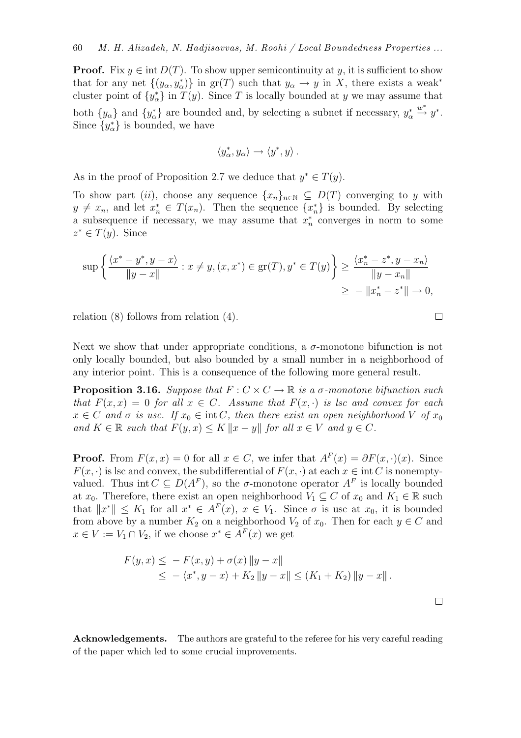**Proof.** Fix $y \in \operatorname{int} D(T)$. To show upper semicontinuity at $y$, it is sufficient to show that for any net $\{(y_\alpha, y_\alpha^*)\}$ in $\operatorname{gr}(T)$ such that $y_\alpha \to y$ in $X$, there exists a weak* cluster point of $\{y_\alpha^*\}$ in $T(y)$. Since $T$ is locally bounded at $y$ we may assume that both $\{y_\alpha\}$ and $\{y_\alpha^*\}$ are bounded and, by selecting a subnet if necessary, $y_\alpha^* \xrightarrow{w^*} y^*$. Since $\{y_\alpha^*\}$ is bounded, we have

$$\langle y_\alpha^*, y_\alpha \rangle \to \langle y^*, y \rangle .$$

As in the proof of Proposition 2.7 we deduce that $y^* \in T(y)$.

To show part $(ii)$, choose any sequence $\{x_n\}_{n\in\mathbb{N}} \subseteq D(T)$ converging to $y$ with $y \neq x_n$, and let $x_n^* \in T(x_n)$. Then the sequence $\{x_n^*\}$ is bounded. By selecting a subsequence if necessary, we may assume that $x_n^*$ converges in norm to some $z^* \in T(y)$. Since

$$\begin{aligned}\sup\left\{\frac{\langle x^* - y^*, y - x\rangle}{\|y - x\|} : x \neq y, (x, x^*) \in \operatorname{gr}(T), y^* \in T(y)\right\} &\geq \frac{\langle x_n^* - z^*, y - x_n\rangle}{\|y - x_n\|} \\ &\geq -\|x_n^* - z^*\| \to 0,\end{aligned}$$

relation (8) follows from relation (4). $\square$

Next we show that under appropriate conditions, a $\sigma$-monotone bifunction is not only locally bounded, but also bounded by a small number in a neighborhood of any interior point. This is a consequence of the following more general result.

**Proposition 3.16.** *Suppose that $F : C \times C \to \mathbb{R}$ is a $\sigma$-monotone bifunction such that $F(x, x) = 0$ for all $x \in C$. Assume that $F(x, \cdot)$ is lsc and convex for each $x \in C$ and $\sigma$ is usc. If $x_0 \in \operatorname{int} C$, then there exist an open neighborhood $V$ of $x_0$ and $K \in \mathbb{R}$ such that $F(y, x) \leq K\|x - y\|$ for all $x \in V$ and $y \in C$.*

**Proof.** From $F(x, x) = 0$ for all $x \in C$, we infer that $A^F(x) = \partial F(x, \cdot)(x)$. Since $F(x, \cdot)$ is lsc and convex, the subdifferential of $F(x, \cdot)$ at each $x \in \operatorname{int} C$ is nonempty-valued. Thus $\operatorname{int} C \subseteq D(A^F)$, so the $\sigma$-monotone operator $A^F$ is locally bounded at $x_0$. Therefore, there exist an open neighborhood $V_1 \subseteq C$ of $x_0$ and $K_1 \in \mathbb{R}$ such that $\|x^*\| \leq K_1$ for all $x^* \in A^F(x)$, $x \in V_1$. Since $\sigma$ is usc at $x_0$, it is bounded from above by a number $K_2$ on a neighborhood $V_2$ of $x_0$. Then for each $y \in C$ and $x \in V := V_1 \cap V_2$, if we choose $x^* \in A^F(x)$ we get

$$\begin{aligned}F(y, x) &\leq -F(x, y) + \sigma(x)\|y - x\| \\ &\leq -\langle x^*, y - x\rangle + K_2\|y - x\| \leq (K_1 + K_2)\|y - x\| .\end{aligned}$$

$\square$

**Acknowledgements.** The authors are grateful to the referee for his very careful reading of the paper which led to some crucial improvements.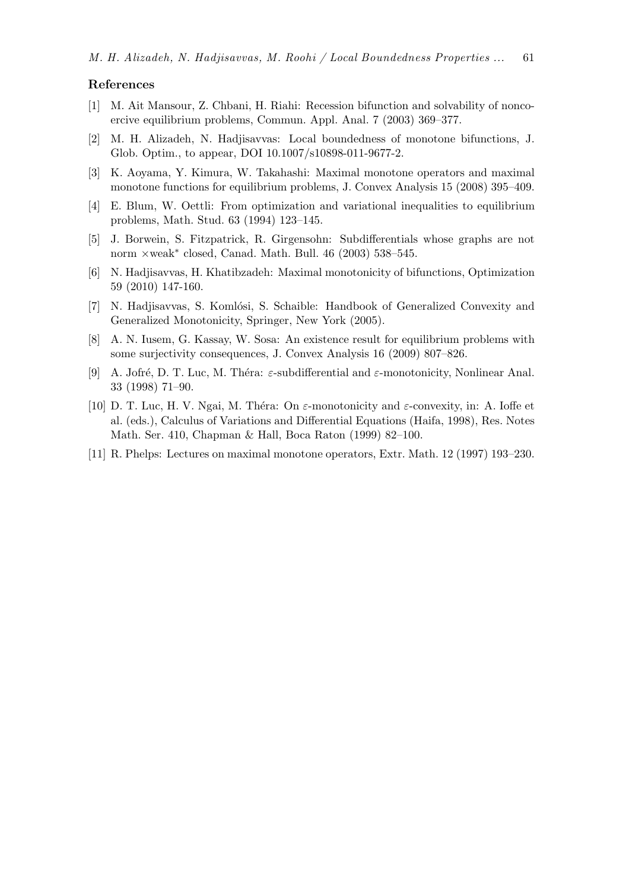## References

[1] M. Ait Mansour, Z. Chbani, H. Riahi: Recession bifunction and solvability of noncoercive equilibrium problems, Commun. Appl. Anal. 7 (2003) 369–377.

[2] M. H. Alizadeh, N. Hadjisavvas: Local boundedness of monotone bifunctions, J. Glob. Optim., to appear, DOI 10.1007/s10898-011-9677-2.

[3] K. Aoyama, Y. Kimura, W. Takahashi: Maximal monotone operators and maximal monotone functions for equilibrium problems, J. Convex Analysis 15 (2008) 395–409.

[4] E. Blum, W. Oettli: From optimization and variational inequalities to equilibrium problems, Math. Stud. 63 (1994) 123–145.

[5] J. Borwein, S. Fitzpatrick, R. Girgensohn: Subdifferentials whose graphs are not norm $\times$weak$^*$ closed, Canad. Math. Bull. 46 (2003) 538–545.

[6] N. Hadjisavvas, H. Khatibzadeh: Maximal monotonicity of bifunctions, Optimization 59 (2010) 147-160.

[7] N. Hadjisavvas, S. Komlósi, S. Schaible: Handbook of Generalized Convexity and Generalized Monotonicity, Springer, New York (2005).

[8] A. N. Iusem, G. Kassay, W. Sosa: An existence result for equilibrium problems with some surjectivity consequences, J. Convex Analysis 16 (2009) 807–826.

[9] A. Jofré, D. T. Luc, M. Théra: $\varepsilon$-subdifferential and $\varepsilon$-monotonicity, Nonlinear Anal. 33 (1998) 71–90.

[10] D. T. Luc, H. V. Ngai, M. Théra: On $\varepsilon$-monotonicity and $\varepsilon$-convexity, in: A. Ioffe et al. (eds.), Calculus of Variations and Differential Equations (Haifa, 1998), Res. Notes Math. Ser. 410, Chapman & Hall, Boca Raton (1999) 82–100.

[11] R. Phelps: Lectures on maximal monotone operators, Extr. Math. 12 (1997) 193–230.